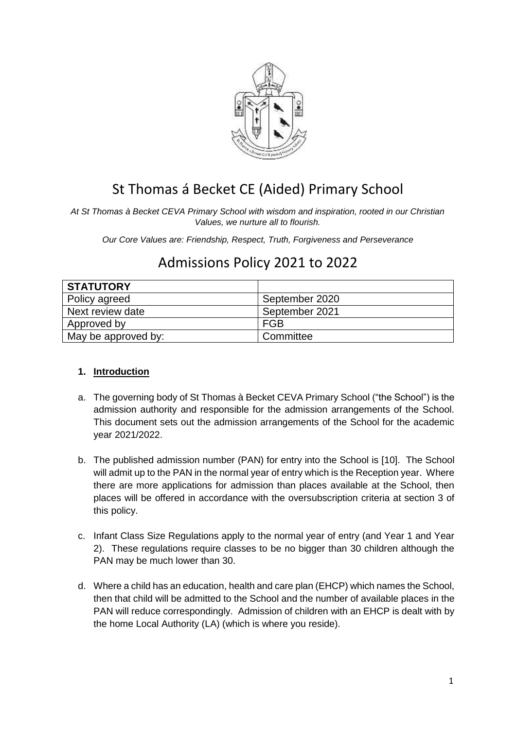# St Thomas á Becket CE (Aided) Primary School

*At St Thomas à Becket CEVA Primary School with wisdom and inspiration, rooted in our Christian Values, we nurture all to flourish.*

*Our Core Values are: Friendship, Respect, Truth, Forgiveness and Perseverance*

# Admissions Policy 2021 to 2022

| **STATUTORY** | |
|---|---|
| Policy agreed | September 2020 |
| Next review date | September 2021 |
| Approved by | FGB |
| May be approved by: | Committee |

## 1. Introduction

a. The governing body of St Thomas à Becket CEVA Primary School ("the School") is the admission authority and responsible for the admission arrangements of the School. This document sets out the admission arrangements of the School for the academic year 2021/2022.

b. The published admission number (PAN) for entry into the School is [10]. The School will admit up to the PAN in the normal year of entry which is the Reception year. Where there are more applications for admission than places available at the School, then places will be offered in accordance with the oversubscription criteria at section 3 of this policy.

c. Infant Class Size Regulations apply to the normal year of entry (and Year 1 and Year 2). These regulations require classes to be no bigger than 30 children although the PAN may be much lower than 30.

d. Where a child has an education, health and care plan (EHCP) which names the School, then that child will be admitted to the School and the number of available places in the PAN will reduce correspondingly. Admission of children with an EHCP is dealt with by the home Local Authority (LA) (which is where you reside).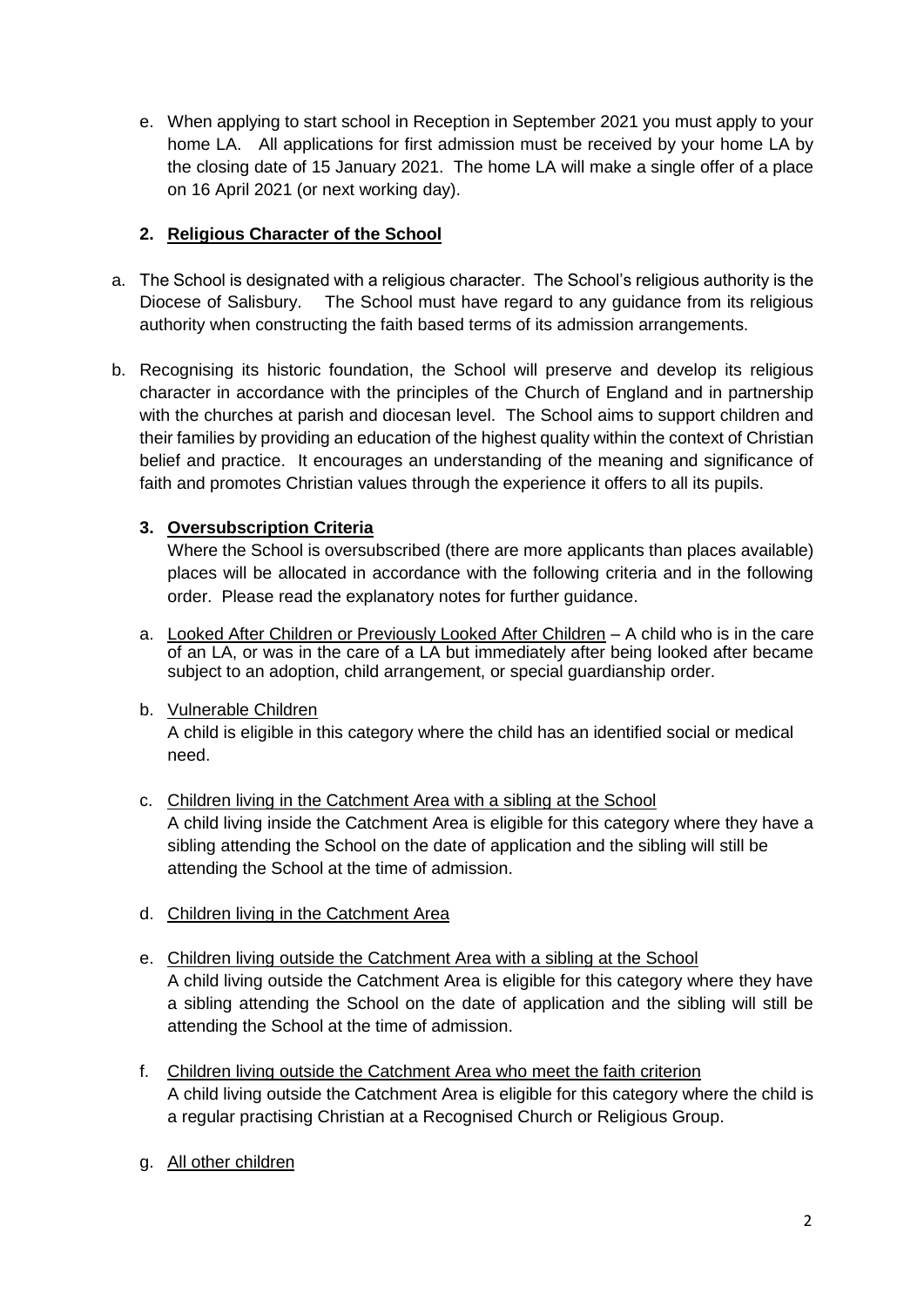e. When applying to start school in Reception in September 2021 you must apply to your home LA. All applications for first admission must be received by your home LA by the closing date of 15 January 2021. The home LA will make a single offer of a place on 16 April 2021 (or next working day).

## 2. Religious Character of the School

a. The School is designated with a religious character. The School's religious authority is the Diocese of Salisbury. The School must have regard to any guidance from its religious authority when constructing the faith based terms of its admission arrangements.

b. Recognising its historic foundation, the School will preserve and develop its religious character in accordance with the principles of the Church of England and in partnership with the churches at parish and diocesan level. The School aims to support children and their families by providing an education of the highest quality within the context of Christian belief and practice. It encourages an understanding of the meaning and significance of faith and promotes Christian values through the experience it offers to all its pupils.

## 3. Oversubscription Criteria

Where the School is oversubscribed (there are more applicants than places available) places will be allocated in accordance with the following criteria and in the following order. Please read the explanatory notes for further guidance.

a. Looked After Children or Previously Looked After Children – A child who is in the care of an LA, or was in the care of a LA but immediately after being looked after became subject to an adoption, child arrangement, or special guardianship order.

b. Vulnerable Children
A child is eligible in this category where the child has an identified social or medical need.

c. Children living in the Catchment Area with a sibling at the School
A child living inside the Catchment Area is eligible for this category where they have a sibling attending the School on the date of application and the sibling will still be attending the School at the time of admission.

d. Children living in the Catchment Area

e. Children living outside the Catchment Area with a sibling at the School
A child living outside the Catchment Area is eligible for this category where they have a sibling attending the School on the date of application and the sibling will still be attending the School at the time of admission.

f. Children living outside the Catchment Area who meet the faith criterion
A child living outside the Catchment Area is eligible for this category where the child is a regular practising Christian at a Recognised Church or Religious Group.

g. All other children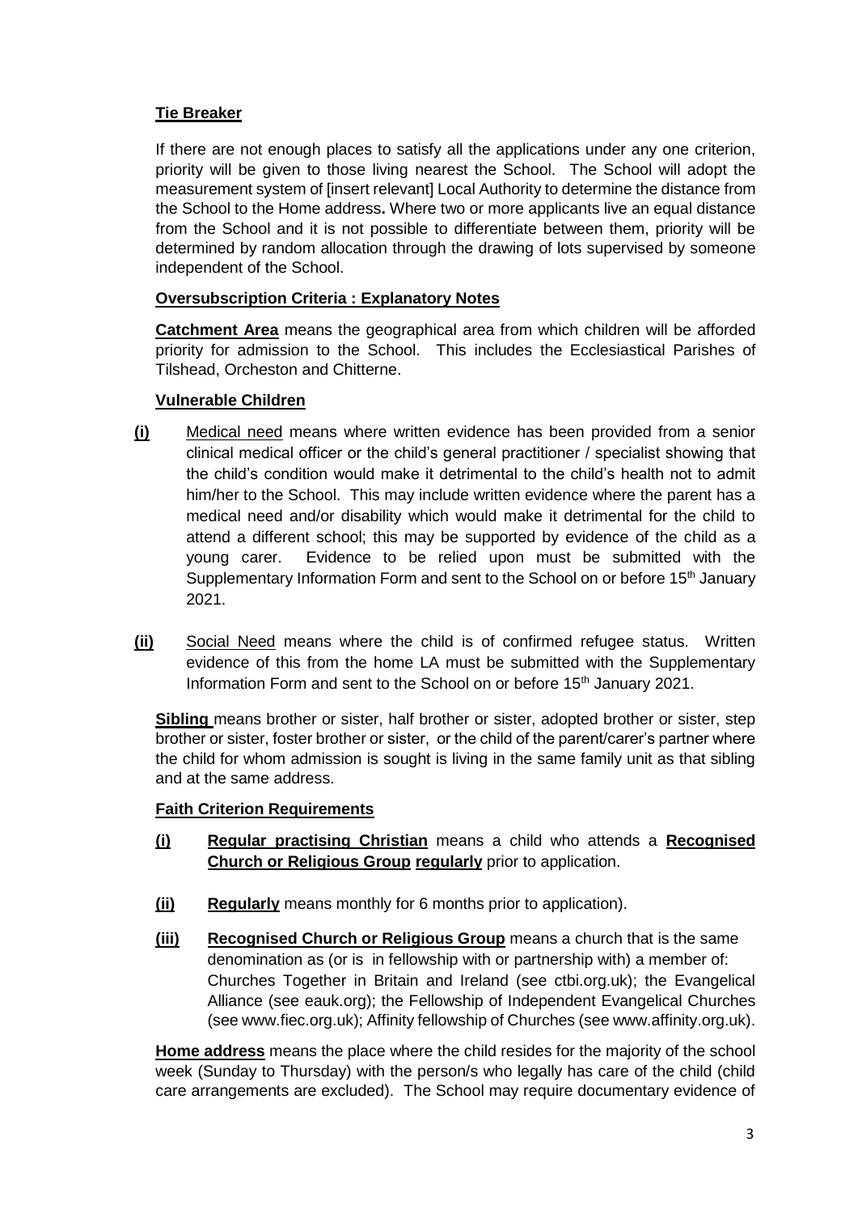**Tie Breaker**

If there are not enough places to satisfy all the applications under any one criterion, priority will be given to those living nearest the School. The School will adopt the measurement system of [insert relevant] Local Authority to determine the distance from the School to the Home address**.** Where two or more applicants live an equal distance from the School and it is not possible to differentiate between them, priority will be determined by random allocation through the drawing of lots supervised by someone independent of the School.

**Oversubscription Criteria : Explanatory Notes**

**Catchment Area** means the geographical area from which children will be afforded priority for admission to the School. This includes the Ecclesiastical Parishes of Tilshead, Orcheston and Chitterne.

**Vulnerable Children**

**(i)** Medical need means where written evidence has been provided from a senior clinical medical officer or the child's general practitioner / specialist showing that the child's condition would make it detrimental to the child's health not to admit him/her to the School. This may include written evidence where the parent has a medical need and/or disability which would make it detrimental for the child to attend a different school; this may be supported by evidence of the child as a young carer. Evidence to be relied upon must be submitted with the Supplementary Information Form and sent to the School on or before 15th January 2021.

**(ii)** Social Need means where the child is of confirmed refugee status. Written evidence of this from the home LA must be submitted with the Supplementary Information Form and sent to the School on or before 15th January 2021.

**Sibling** means brother or sister, half brother or sister, adopted brother or sister, step brother or sister, foster brother or sister, or the child of the parent/carer's partner where the child for whom admission is sought is living in the same family unit as that sibling and at the same address.

**Faith Criterion Requirements**

**(i)** **Regular practising Christian** means a child who attends a **Recognised Church or Religious Group** **regularly** prior to application.

**(ii)** **Regularly** means monthly for 6 months prior to application).

**(iii)** **Recognised Church or Religious Group** means a church that is the same denomination as (or is in fellowship with or partnership with) a member of: Churches Together in Britain and Ireland (see ctbi.org.uk); the Evangelical Alliance (see eauk.org); the Fellowship of Independent Evangelical Churches (see www.fiec.org.uk); Affinity fellowship of Churches (see www.affinity.org.uk).

**Home address** means the place where the child resides for the majority of the school week (Sunday to Thursday) with the person/s who legally has care of the child (child care arrangements are excluded). The School may require documentary evidence of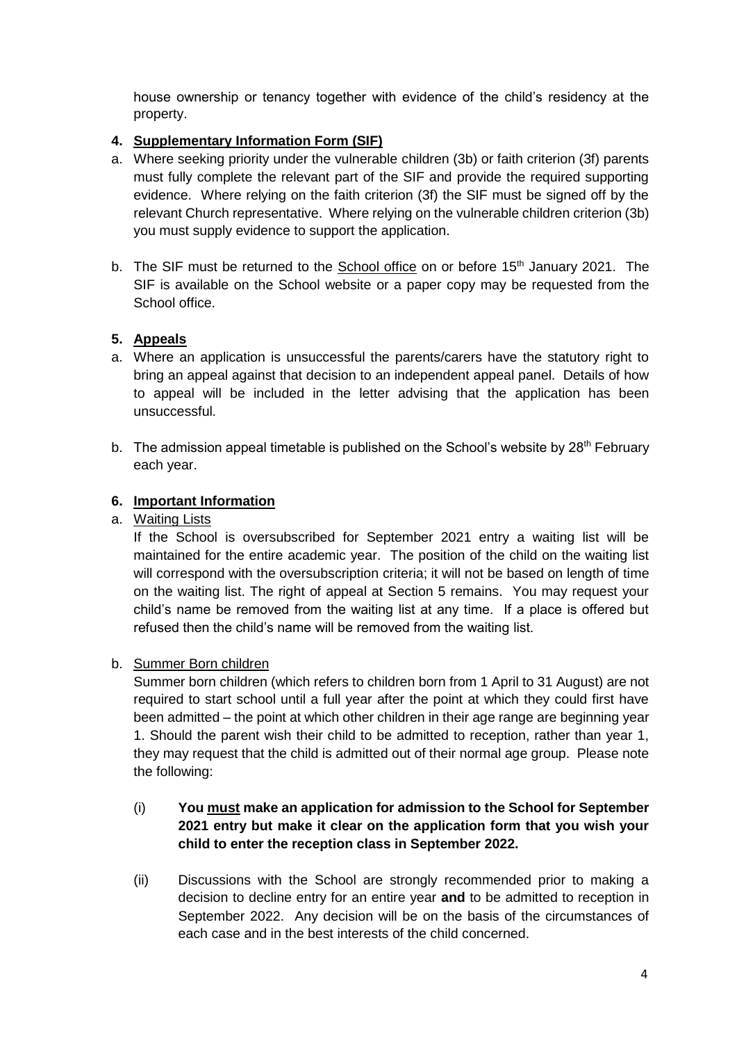house ownership or tenancy together with evidence of the child's residency at the property.

**4. Supplementary Information Form (SIF)**

a. Where seeking priority under the vulnerable children (3b) or faith criterion (3f) parents must fully complete the relevant part of the SIF and provide the required supporting evidence. Where relying on the faith criterion (3f) the SIF must be signed off by the relevant Church representative. Where relying on the vulnerable children criterion (3b) you must supply evidence to support the application.

b. The SIF must be returned to the School office on or before 15th January 2021. The SIF is available on the School website or a paper copy may be requested from the School office.

**5. Appeals**

a. Where an application is unsuccessful the parents/carers have the statutory right to bring an appeal against that decision to an independent appeal panel. Details of how to appeal will be included in the letter advising that the application has been unsuccessful.

b. The admission appeal timetable is published on the School's website by 28th February each year.

**6. Important Information**

a. Waiting Lists

If the School is oversubscribed for September 2021 entry a waiting list will be maintained for the entire academic year. The position of the child on the waiting list will correspond with the oversubscription criteria; it will not be based on length of time on the waiting list. The right of appeal at Section 5 remains. You may request your child's name be removed from the waiting list at any time. If a place is offered but refused then the child's name will be removed from the waiting list.

b. Summer Born children

Summer born children (which refers to children born from 1 April to 31 August) are not required to start school until a full year after the point at which they could first have been admitted – the point at which other children in their age range are beginning year 1. Should the parent wish their child to be admitted to reception, rather than year 1, they may request that the child is admitted out of their normal age group. Please note the following:

(i) **You must make an application for admission to the School for September 2021 entry but make it clear on the application form that you wish your child to enter the reception class in September 2022.**

(ii) Discussions with the School are strongly recommended prior to making a decision to decline entry for an entire year **and** to be admitted to reception in September 2022. Any decision will be on the basis of the circumstances of each case and in the best interests of the child concerned.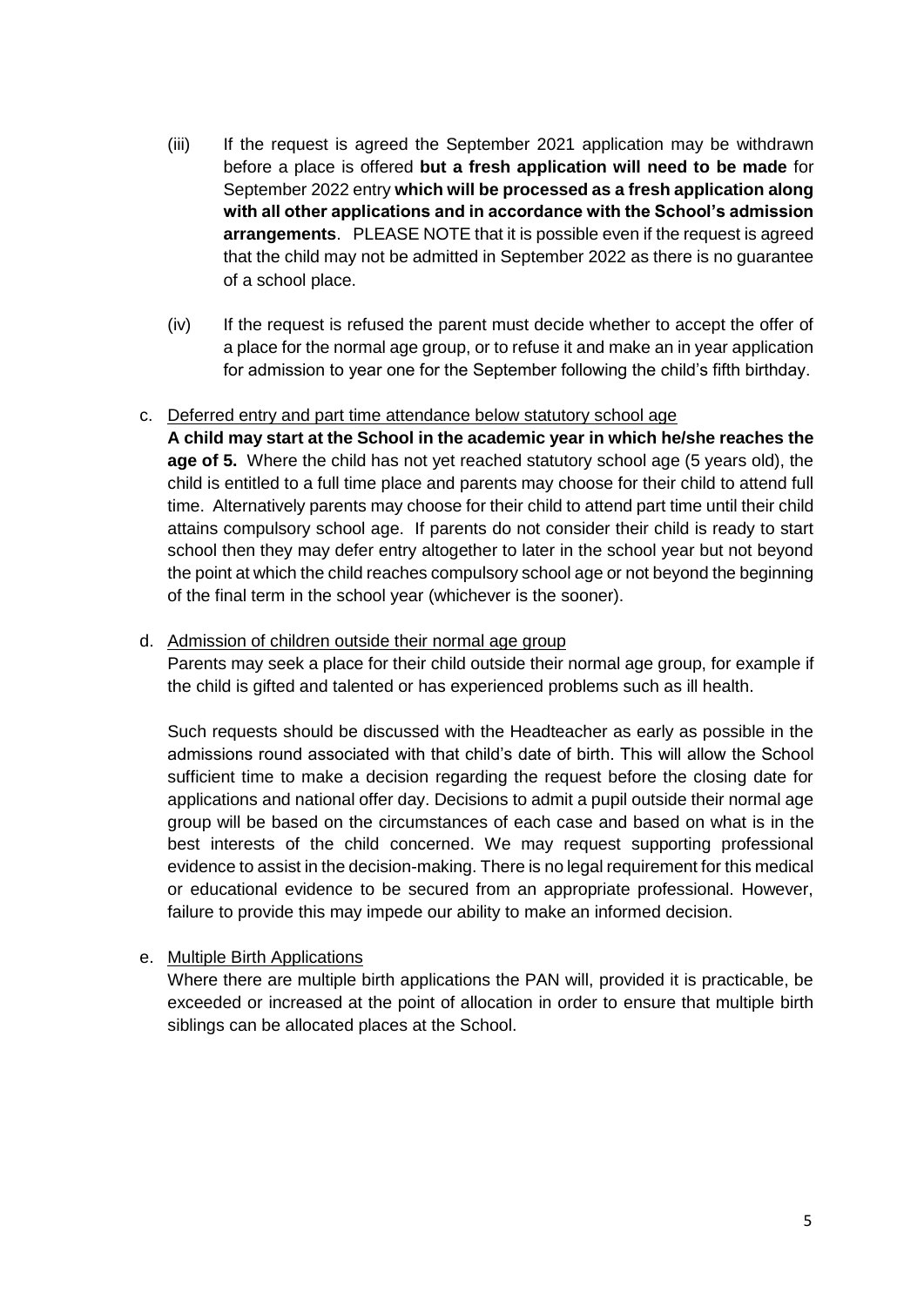(iii) If the request is agreed the September 2021 application may be withdrawn before a place is offered **but a fresh application will need to be made** for September 2022 entry **which will be processed as a fresh application along with all other applications and in accordance with the School's admission arrangements**. PLEASE NOTE that it is possible even if the request is agreed that the child may not be admitted in September 2022 as there is no guarantee of a school place.

(iv) If the request is refused the parent must decide whether to accept the offer of a place for the normal age group, or to refuse it and make an in year application for admission to year one for the September following the child's fifth birthday.

c. <u>Deferred entry and part time attendance below statutory school age</u>

**A child may start at the School in the academic year in which he/she reaches the age of 5.** Where the child has not yet reached statutory school age (5 years old), the child is entitled to a full time place and parents may choose for their child to attend full time. Alternatively parents may choose for their child to attend part time until their child attains compulsory school age. If parents do not consider their child is ready to start school then they may defer entry altogether to later in the school year but not beyond the point at which the child reaches compulsory school age or not beyond the beginning of the final term in the school year (whichever is the sooner).

d. <u>Admission of children outside their normal age group</u>

Parents may seek a place for their child outside their normal age group, for example if the child is gifted and talented or has experienced problems such as ill health.

Such requests should be discussed with the Headteacher as early as possible in the admissions round associated with that child's date of birth. This will allow the School sufficient time to make a decision regarding the request before the closing date for applications and national offer day. Decisions to admit a pupil outside their normal age group will be based on the circumstances of each case and based on what is in the best interests of the child concerned. We may request supporting professional evidence to assist in the decision-making. There is no legal requirement for this medical or educational evidence to be secured from an appropriate professional. However, failure to provide this may impede our ability to make an informed decision.

e. <u>Multiple Birth Applications</u>

Where there are multiple birth applications the PAN will, provided it is practicable, be exceeded or increased at the point of allocation in order to ensure that multiple birth siblings can be allocated places at the School.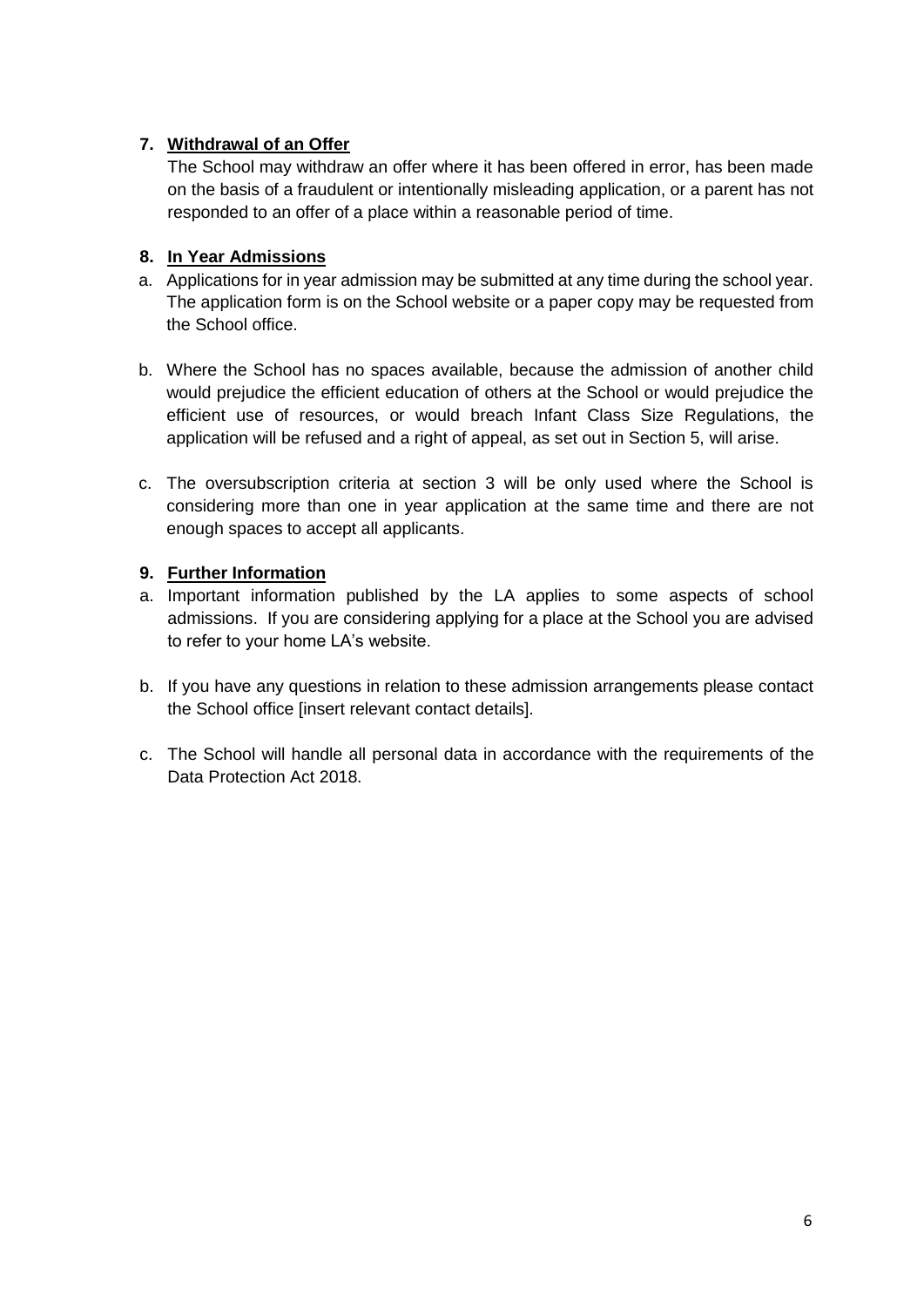## 7. Withdrawal of an Offer

The School may withdraw an offer where it has been offered in error, has been made on the basis of a fraudulent or intentionally misleading application, or a parent has not responded to an offer of a place within a reasonable period of time.

## 8. In Year Admissions

a. Applications for in year admission may be submitted at any time during the school year. The application form is on the School website or a paper copy may be requested from the School office.

b. Where the School has no spaces available, because the admission of another child would prejudice the efficient education of others at the School or would prejudice the efficient use of resources, or would breach Infant Class Size Regulations, the application will be refused and a right of appeal, as set out in Section 5, will arise.

c. The oversubscription criteria at section 3 will be only used where the School is considering more than one in year application at the same time and there are not enough spaces to accept all applicants.

## 9. Further Information

a. Important information published by the LA applies to some aspects of school admissions. If you are considering applying for a place at the School you are advised to refer to your home LA's website.

b. If you have any questions in relation to these admission arrangements please contact the School office [insert relevant contact details].

c. The School will handle all personal data in accordance with the requirements of the Data Protection Act 2018.